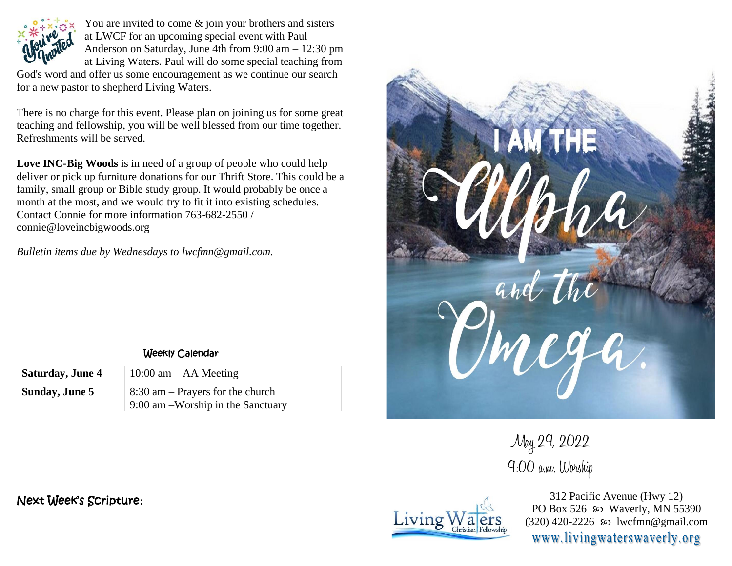You are invited to come & join your brothers and sisters at LWCF for an upcoming special event with Paul Anderson on Saturday, June 4th from 9:00 am – 12:30 pm at Living Waters. Paul will do some special teaching from God's word and offer us some encouragement as we continue our search for a new pastor to shepherd Living Waters.

There is no charge for this event. Please plan on joining us for some great teaching and fellowship, you will be well blessed from our time together. Refreshments will be served.

**Love INC-Big Woods** is in need of a group of people who could help deliver or pick up furniture donations for our Thrift Store. This could be a family, small group or Bible study group. It would probably be once a month at the most, and we would try to fit it into existing schedules. Contact Connie for more information 763-682-2550 / connie@loveincbigwoods.org

*Bulletin items due by Wednesdays to lwcfmn@gmail.com.*

## Weekly Calendar

| | |
|---|---|
| **Saturday, June 4** | 10:00 am – AA Meeting |
| **Sunday, June 5** | 8:30 am – Prayers for the church<br>9:00 am –Worship in the Sanctuary |

## Next Week's Scripture:

# I AM THE Alpha and the Omega.

May 29, 2022

9:00 a.m. Worship

Living Waters Christian Fellowship

312 Pacific Avenue (Hwy 12)
PO Box 526 ꩜ Waverly, MN 55390
(320) 420-2226 ꩜ lwcfmn@gmail.com
www.livingwaterswaverly.org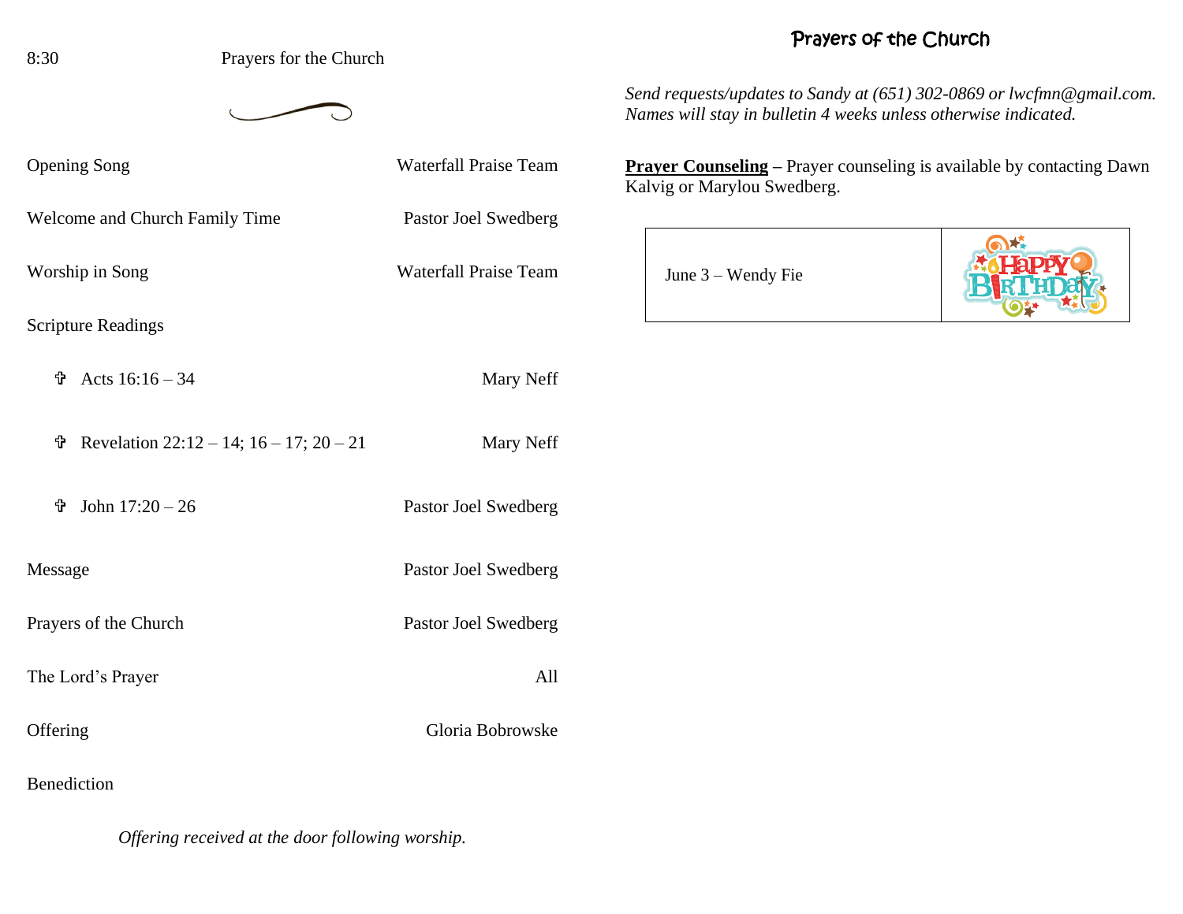8:30 Prayers for the Church

| | |
|---|---|
| Opening Song | Waterfall Praise Team |
| Welcome and Church Family Time | Pastor Joel Swedberg |
| Worship in Song | Waterfall Praise Team |
| Scripture Readings | |
| ✞ Acts 16:16 – 34 | Mary Neff |
| ✞ Revelation 22:12 – 14; 16 – 17; 20 – 21 | Mary Neff |
| ✞ John 17:20 – 26 | Pastor Joel Swedberg |
| Message | Pastor Joel Swedberg |
| Prayers of the Church | Pastor Joel Swedberg |
| The Lord's Prayer | All |
| Offering | Gloria Bobrowske |
| Benediction | |

*Offering received at the door following worship.*

## Prayers of the Church

*Send requests/updates to Sandy at (651) 302-0869 or lwcfmn@gmail.com. Names will stay in bulletin 4 weeks unless otherwise indicated.*

**Prayer Counseling** – Prayer counseling is available by contacting Dawn Kalvig or Marylou Swedberg.

| | |
|---|---|
| June 3 – Wendy Fie | HAPPY BIRTHDAY |